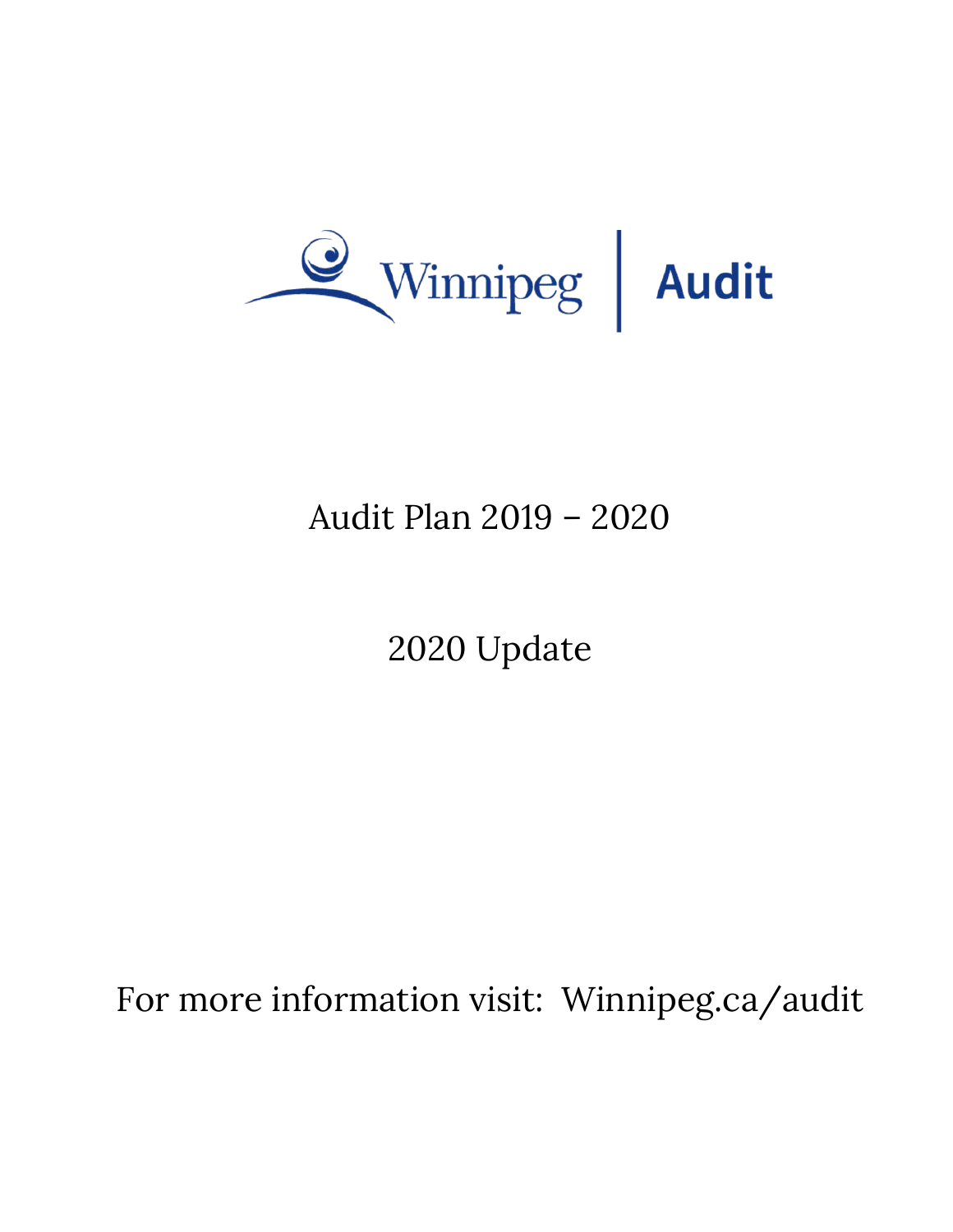Winnipeg | Audit

# Audit Plan 2019 – 2020

## 2020 Update

For more information visit: Winnipeg.ca/audit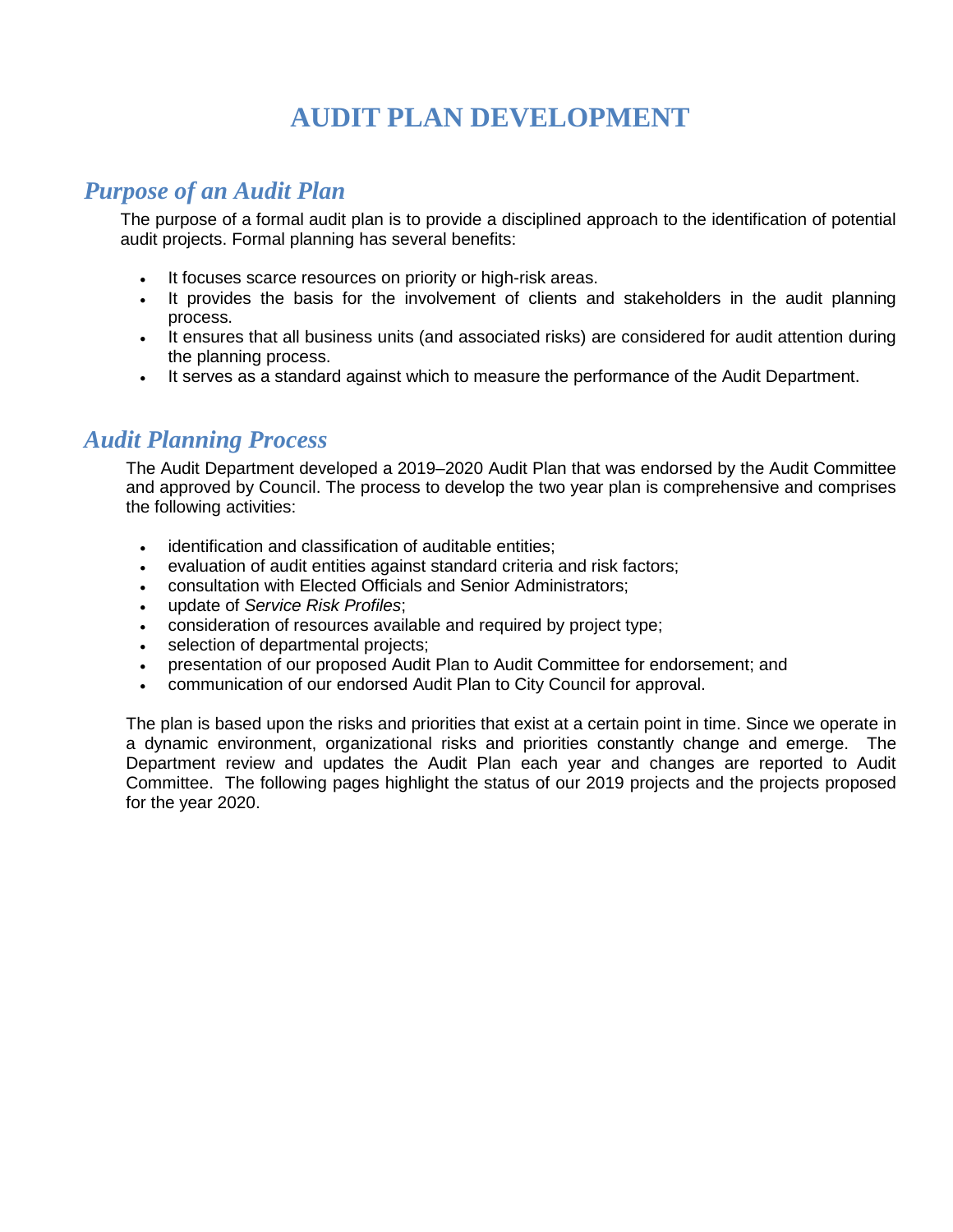# AUDIT PLAN DEVELOPMENT

## *Purpose of an Audit Plan*

The purpose of a formal audit plan is to provide a disciplined approach to the identification of potential audit projects. Formal planning has several benefits:

- It focuses scarce resources on priority or high-risk areas.
- It provides the basis for the involvement of clients and stakeholders in the audit planning process.
- It ensures that all business units (and associated risks) are considered for audit attention during the planning process.
- It serves as a standard against which to measure the performance of the Audit Department.

## *Audit Planning Process*

The Audit Department developed a 2019–2020 Audit Plan that was endorsed by the Audit Committee and approved by Council. The process to develop the two year plan is comprehensive and comprises the following activities:

- identification and classification of auditable entities;
- evaluation of audit entities against standard criteria and risk factors;
- consultation with Elected Officials and Senior Administrators;
- update of *Service Risk Profiles*;
- consideration of resources available and required by project type;
- selection of departmental projects;
- presentation of our proposed Audit Plan to Audit Committee for endorsement; and
- communication of our endorsed Audit Plan to City Council for approval.

The plan is based upon the risks and priorities that exist at a certain point in time. Since we operate in a dynamic environment, organizational risks and priorities constantly change and emerge. The Department review and updates the Audit Plan each year and changes are reported to Audit Committee. The following pages highlight the status of our 2019 projects and the projects proposed for the year 2020.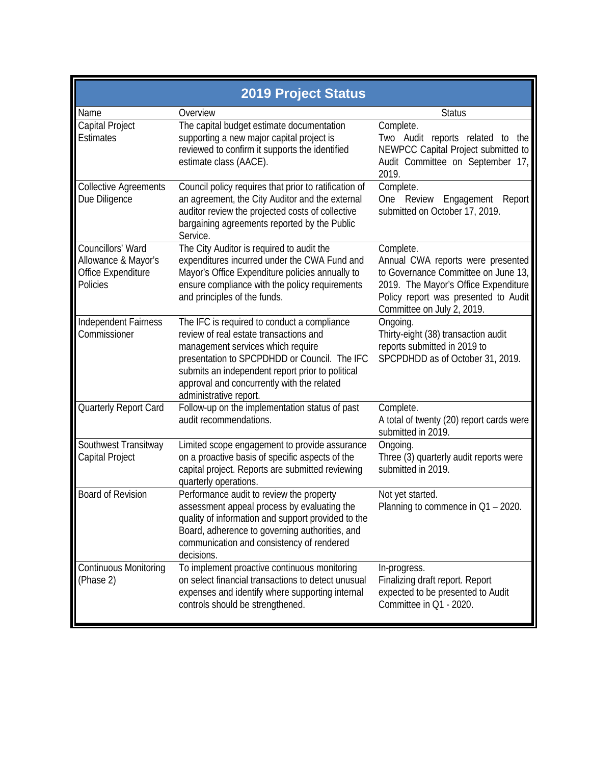## 2019 Project Status

| Name | Overview | Status |
|---|---|---|
| Capital Project Estimates | The capital budget estimate documentation supporting a new major capital project is reviewed to confirm it supports the identified estimate class (AACE). | Complete. Two Audit reports related to the NEWPCC Capital Project submitted to Audit Committee on September 17, 2019. |
| Collective Agreements Due Diligence | Council policy requires that prior to ratification of an agreement, the City Auditor and the external auditor review the projected costs of collective bargaining agreements reported by the Public Service. | Complete. One Review Engagement Report submitted on October 17, 2019. |
| Councillors' Ward Allowance & Mayor's Office Expenditure Policies | The City Auditor is required to audit the expenditures incurred under the CWA Fund and Mayor's Office Expenditure policies annually to ensure compliance with the policy requirements and principles of the funds. | Complete. Annual CWA reports were presented to Governance Committee on June 13, 2019. The Mayor's Office Expenditure Policy report was presented to Audit Committee on July 2, 2019. |
| Independent Fairness Commissioner | The IFC is required to conduct a compliance review of real estate transactions and management services which require presentation to SPCPDHDD or Council. The IFC submits an independent report prior to political approval and concurrently with the related administrative report. | Ongoing. Thirty-eight (38) transaction audit reports submitted in 2019 to SPCPDHDD as of October 31, 2019. |
| Quarterly Report Card | Follow-up on the implementation status of past audit recommendations. | Complete. A total of twenty (20) report cards were submitted in 2019. |
| Southwest Transitway Capital Project | Limited scope engagement to provide assurance on a proactive basis of specific aspects of the capital project. Reports are submitted reviewing quarterly operations. | Ongoing. Three (3) quarterly audit reports were submitted in 2019. |
| Board of Revision | Performance audit to review the property assessment appeal process by evaluating the quality of information and support provided to the Board, adherence to governing authorities, and communication and consistency of rendered decisions. | Not yet started. Planning to commence in Q1 – 2020. |
| Continuous Monitoring (Phase 2) | To implement proactive continuous monitoring on select financial transactions to detect unusual expenses and identify where supporting internal controls should be strengthened. | In-progress. Finalizing draft report. Report expected to be presented to Audit Committee in Q1 - 2020. |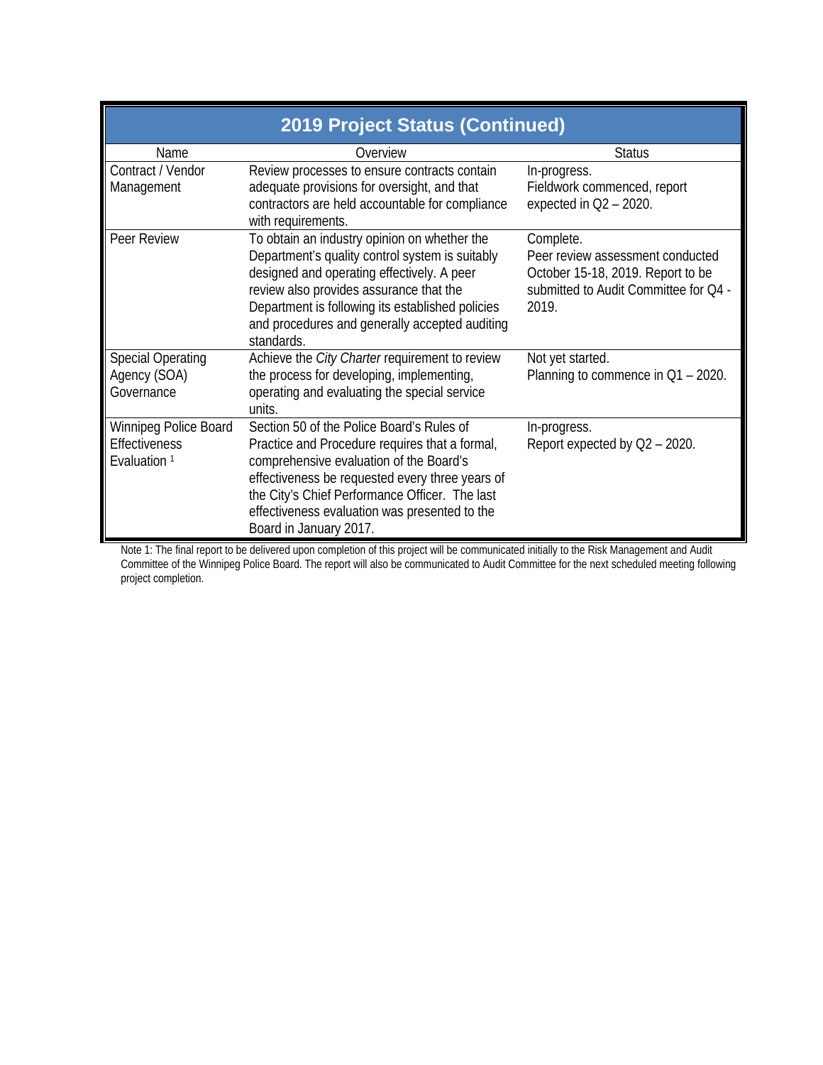| 2019 Project Status (Continued) | | |
| --- | --- | --- |
| Name | Overview | Status |
| Contract / Vendor Management | Review processes to ensure contracts contain adequate provisions for oversight, and that contractors are held accountable for compliance with requirements. | In-progress.<br>Fieldwork commenced, report expected in Q2 – 2020. |
| Peer Review | To obtain an industry opinion on whether the Department's quality control system is suitably designed and operating effectively. A peer review also provides assurance that the Department is following its established policies and procedures and generally accepted auditing standards. | Complete.<br>Peer review assessment conducted October 15-18, 2019. Report to be submitted to Audit Committee for Q4 - 2019. |
| Special Operating Agency (SOA) Governance | Achieve the *City Charter* requirement to review the process for developing, implementing, operating and evaluating the special service units. | Not yet started.<br>Planning to commence in Q1 – 2020. |
| Winnipeg Police Board Effectiveness Evaluation [1] | Section 50 of the Police Board's Rules of Practice and Procedure requires that a formal, comprehensive evaluation of the Board's effectiveness be requested every three years of the City's Chief Performance Officer. The last effectiveness evaluation was presented to the Board in January 2017. | In-progress.<br>Report expected by Q2 – 2020. |

Note 1: The final report to be delivered upon completion of this project will be communicated initially to the Risk Management and Audit Committee of the Winnipeg Police Board. The report will also be communicated to Audit Committee for the next scheduled meeting following project completion.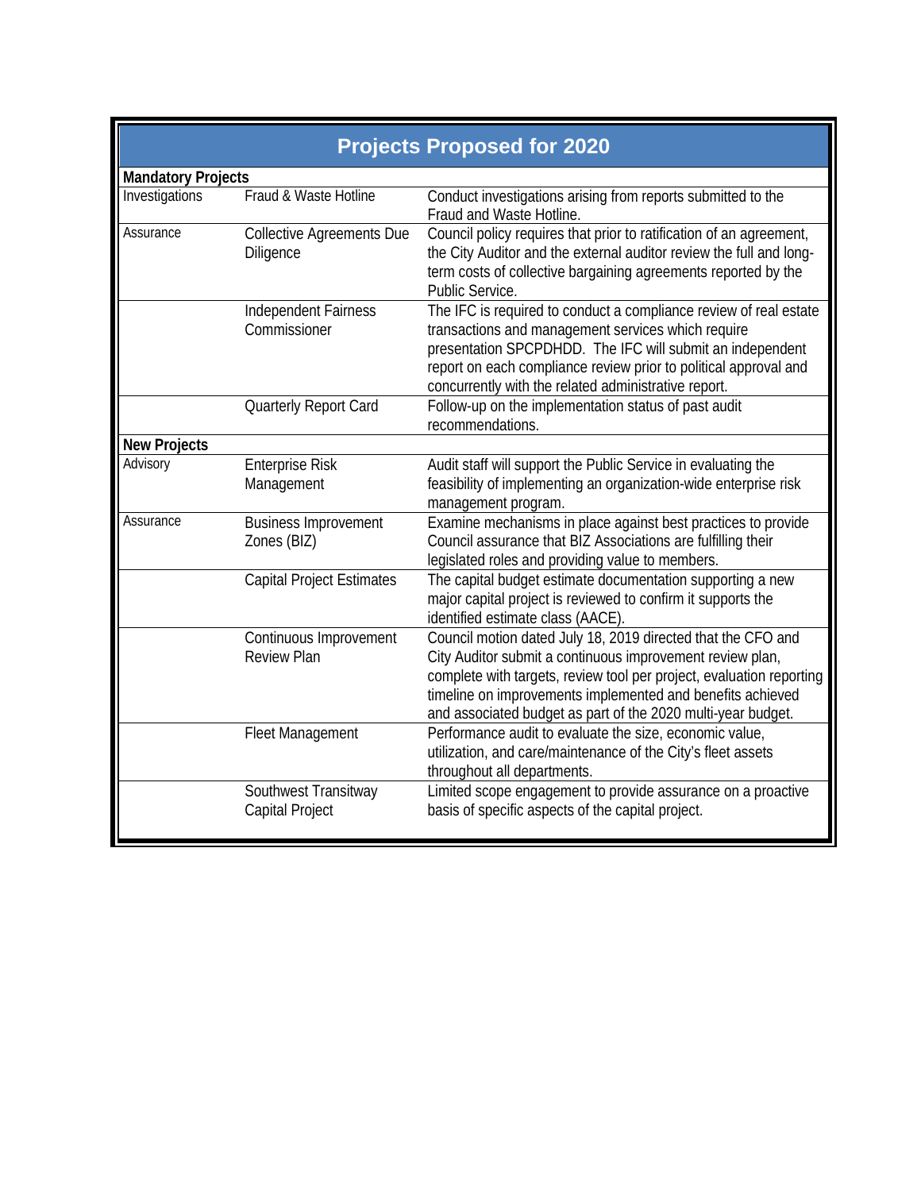| Projects Proposed for 2020 | | |
| --- | --- | --- |
| **Mandatory Projects** | | |
| Investigations | Fraud & Waste Hotline | Conduct investigations arising from reports submitted to the Fraud and Waste Hotline. |
| Assurance | Collective Agreements Due Diligence | Council policy requires that prior to ratification of an agreement, the City Auditor and the external auditor review the full and long-term costs of collective bargaining agreements reported by the Public Service. |
| | Independent Fairness Commissioner | The IFC is required to conduct a compliance review of real estate transactions and management services which require presentation SPCPDHDD. The IFC will submit an independent report on each compliance review prior to political approval and concurrently with the related administrative report. |
| | Quarterly Report Card | Follow-up on the implementation status of past audit recommendations. |
| **New Projects** | | |
| Advisory | Enterprise Risk Management | Audit staff will support the Public Service in evaluating the feasibility of implementing an organization-wide enterprise risk management program. |
| Assurance | Business Improvement Zones (BIZ) | Examine mechanisms in place against best practices to provide Council assurance that BIZ Associations are fulfilling their legislated roles and providing value to members. |
| | Capital Project Estimates | The capital budget estimate documentation supporting a new major capital project is reviewed to confirm it supports the identified estimate class (AACE). |
| | Continuous Improvement Review Plan | Council motion dated July 18, 2019 directed that the CFO and City Auditor submit a continuous improvement review plan, complete with targets, review tool per project, evaluation reporting timeline on improvements implemented and benefits achieved and associated budget as part of the 2020 multi-year budget. |
| | Fleet Management | Performance audit to evaluate the size, economic value, utilization, and care/maintenance of the City's fleet assets throughout all departments. |
| | Southwest Transitway Capital Project | Limited scope engagement to provide assurance on a proactive basis of specific aspects of the capital project. |